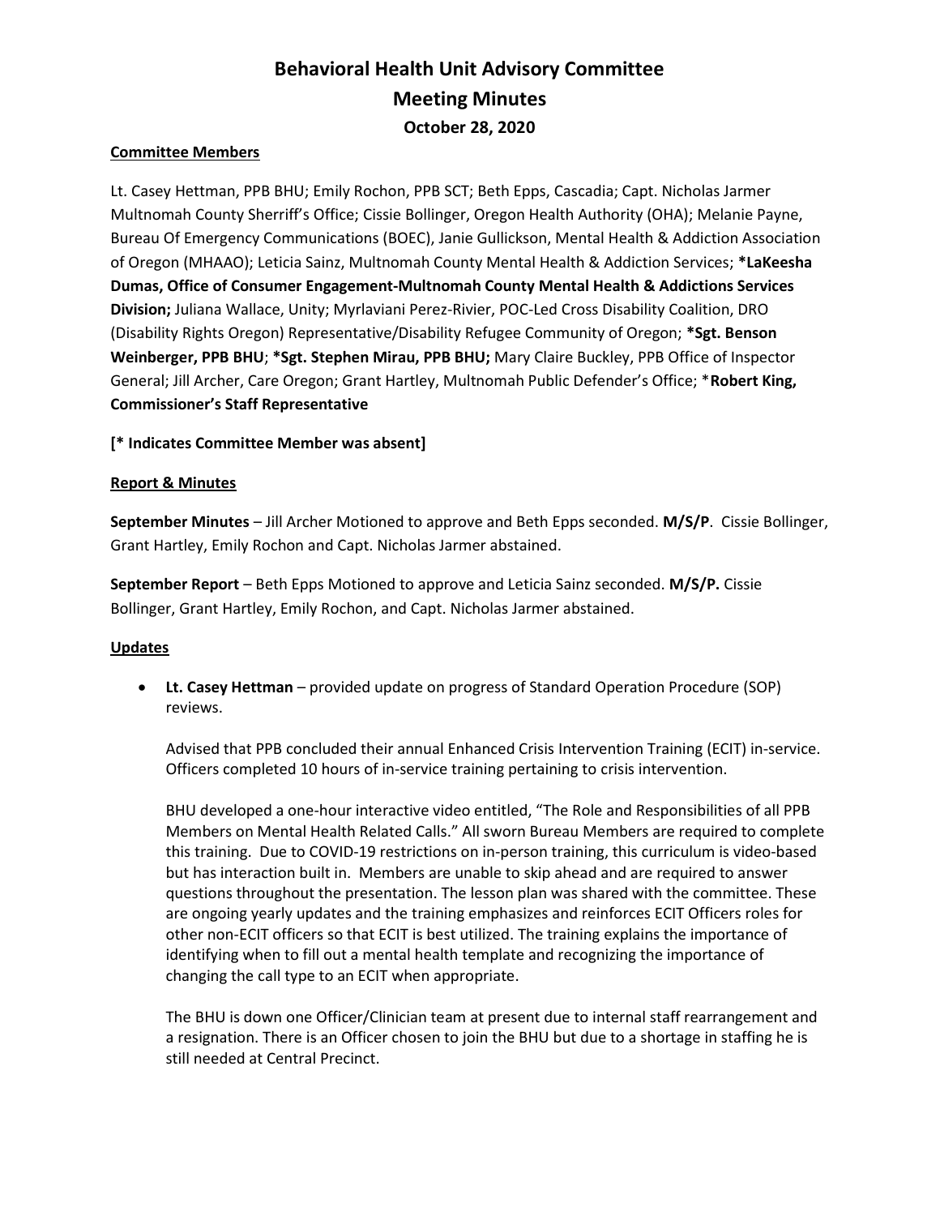# Behavioral Health Unit Advisory Committee
# Meeting Minutes
### October 28, 2020

**Committee Members**

Lt. Casey Hettman, PPB BHU; Emily Rochon, PPB SCT; Beth Epps, Cascadia; Capt. Nicholas Jarmer Multnomah County Sherriff's Office; Cissie Bollinger, Oregon Health Authority (OHA); Melanie Payne, Bureau Of Emergency Communications (BOEC), Janie Gullickson, Mental Health & Addiction Association of Oregon (MHAAO); Leticia Sainz, Multnomah County Mental Health & Addiction Services; ***LaKeesha Dumas, Office of Consumer Engagement-Multnomah County Mental Health & Addictions Services Division;** Juliana Wallace, Unity; Myrlaviani Perez-Rivier, POC-Led Cross Disability Coalition, DRO (Disability Rights Oregon) Representative/Disability Refugee Community of Oregon; ***Sgt. Benson Weinberger, PPB BHU**; ***Sgt. Stephen Mirau, PPB BHU;** Mary Claire Buckley, PPB Office of Inspector General; Jill Archer, Care Oregon; Grant Hartley, Multnomah Public Defender's Office; ***Robert King, Commissioner's Staff Representative**

**[* Indicates Committee Member was absent]**

**Report & Minutes**

**September Minutes** – Jill Archer Motioned to approve and Beth Epps seconded. **M/S/P**. Cissie Bollinger, Grant Hartley, Emily Rochon and Capt. Nicholas Jarmer abstained.

**September Report** – Beth Epps Motioned to approve and Leticia Sainz seconded. **M/S/P.** Cissie Bollinger, Grant Hartley, Emily Rochon, and Capt. Nicholas Jarmer abstained.

**Updates**

- **Lt. Casey Hettman** – provided update on progress of Standard Operation Procedure (SOP) reviews.

  Advised that PPB concluded their annual Enhanced Crisis Intervention Training (ECIT) in-service. Officers completed 10 hours of in-service training pertaining to crisis intervention.

  BHU developed a one-hour interactive video entitled, "The Role and Responsibilities of all PPB Members on Mental Health Related Calls." All sworn Bureau Members are required to complete this training. Due to COVID-19 restrictions on in-person training, this curriculum is video-based but has interaction built in. Members are unable to skip ahead and are required to answer questions throughout the presentation. The lesson plan was shared with the committee. These are ongoing yearly updates and the training emphasizes and reinforces ECIT Officers roles for other non-ECIT officers so that ECIT is best utilized. The training explains the importance of identifying when to fill out a mental health template and recognizing the importance of changing the call type to an ECIT when appropriate.

  The BHU is down one Officer/Clinician team at present due to internal staff rearrangement and a resignation. There is an Officer chosen to join the BHU but due to a shortage in staffing he is still needed at Central Precinct.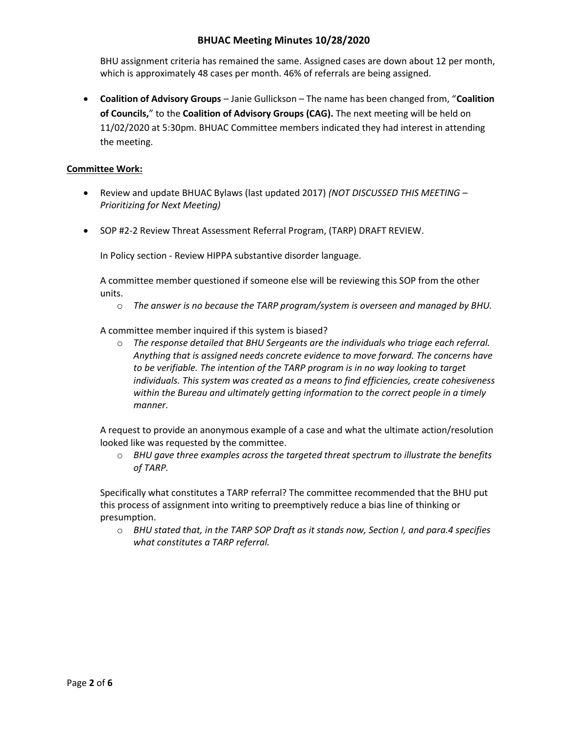BHU assignment criteria has remained the same. Assigned cases are down about 12 per month, which is approximately 48 cases per month. 46% of referrals are being assigned.

- **Coalition of Advisory Groups** – Janie Gullickson – The name has been changed from, "**Coalition of Councils,**" to the **Coalition of Advisory Groups (CAG).** The next meeting will be held on 11/02/2020 at 5:30pm. BHUAC Committee members indicated they had interest in attending the meeting.

**Committee Work:**

- Review and update BHUAC Bylaws (last updated 2017) *(NOT DISCUSSED THIS MEETING – Prioritizing for Next Meeting)*

- SOP #2-2 Review Threat Assessment Referral Program, (TARP) DRAFT REVIEW.

  In Policy section - Review HIPPA substantive disorder language.

  A committee member questioned if someone else will be reviewing this SOP from the other units.

  - *The answer is no because the TARP program/system is overseen and managed by BHU.*

  A committee member inquired if this system is biased?

  - *The response detailed that BHU Sergeants are the individuals who triage each referral. Anything that is assigned needs concrete evidence to move forward. The concerns have to be verifiable. The intention of the TARP program is in no way looking to target individuals. This system was created as a means to find efficiencies, create cohesiveness within the Bureau and ultimately getting information to the correct people in a timely manner.*

  A request to provide an anonymous example of a case and what the ultimate action/resolution looked like was requested by the committee.

  - *BHU gave three examples across the targeted threat spectrum to illustrate the benefits of TARP.*

  Specifically what constitutes a TARP referral? The committee recommended that the BHU put this process of assignment into writing to preemptively reduce a bias line of thinking or presumption.

  - *BHU stated that, in the TARP SOP Draft as it stands now, Section I, and para.4 specifies what constitutes a TARP referral.*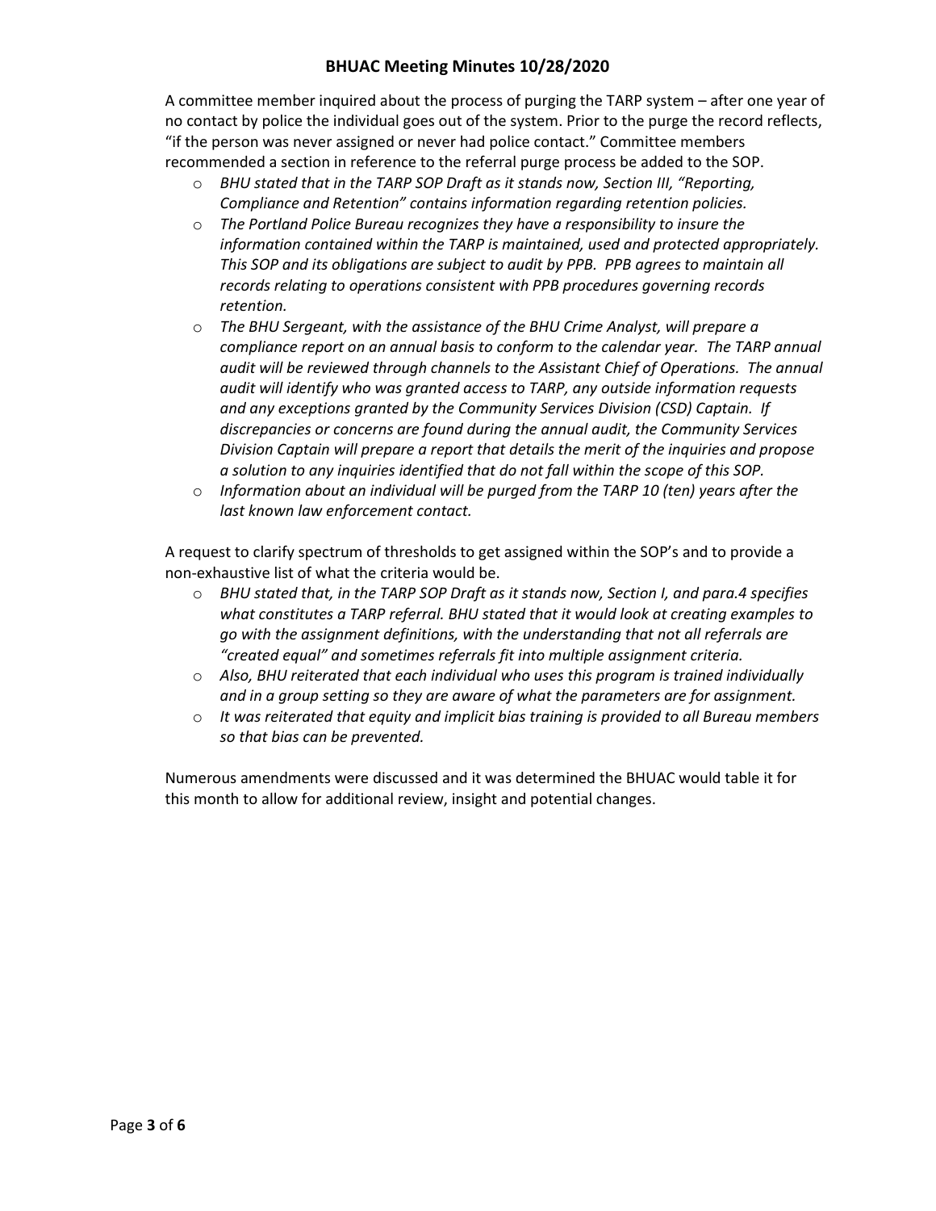A committee member inquired about the process of purging the TARP system – after one year of no contact by police the individual goes out of the system. Prior to the purge the record reflects, "if the person was never assigned or never had police contact." Committee members recommended a section in reference to the referral purge process be added to the SOP.

- *BHU stated that in the TARP SOP Draft as it stands now, Section III, "Reporting, Compliance and Retention" contains information regarding retention policies.*
- *The Portland Police Bureau recognizes they have a responsibility to insure the information contained within the TARP is maintained, used and protected appropriately. This SOP and its obligations are subject to audit by PPB. PPB agrees to maintain all records relating to operations consistent with PPB procedures governing records retention.*
- *The BHU Sergeant, with the assistance of the BHU Crime Analyst, will prepare a compliance report on an annual basis to conform to the calendar year. The TARP annual audit will be reviewed through channels to the Assistant Chief of Operations. The annual audit will identify who was granted access to TARP, any outside information requests and any exceptions granted by the Community Services Division (CSD) Captain. If discrepancies or concerns are found during the annual audit, the Community Services Division Captain will prepare a report that details the merit of the inquiries and propose a solution to any inquiries identified that do not fall within the scope of this SOP.*
- *Information about an individual will be purged from the TARP 10 (ten) years after the last known law enforcement contact.*

A request to clarify spectrum of thresholds to get assigned within the SOP's and to provide a non-exhaustive list of what the criteria would be.

- *BHU stated that, in the TARP SOP Draft as it stands now, Section I, and para.4 specifies what constitutes a TARP referral. BHU stated that it would look at creating examples to go with the assignment definitions, with the understanding that not all referrals are "created equal" and sometimes referrals fit into multiple assignment criteria.*
- *Also, BHU reiterated that each individual who uses this program is trained individually and in a group setting so they are aware of what the parameters are for assignment.*
- *It was reiterated that equity and implicit bias training is provided to all Bureau members so that bias can be prevented.*

Numerous amendments were discussed and it was determined the BHUAC would table it for this month to allow for additional review, insight and potential changes.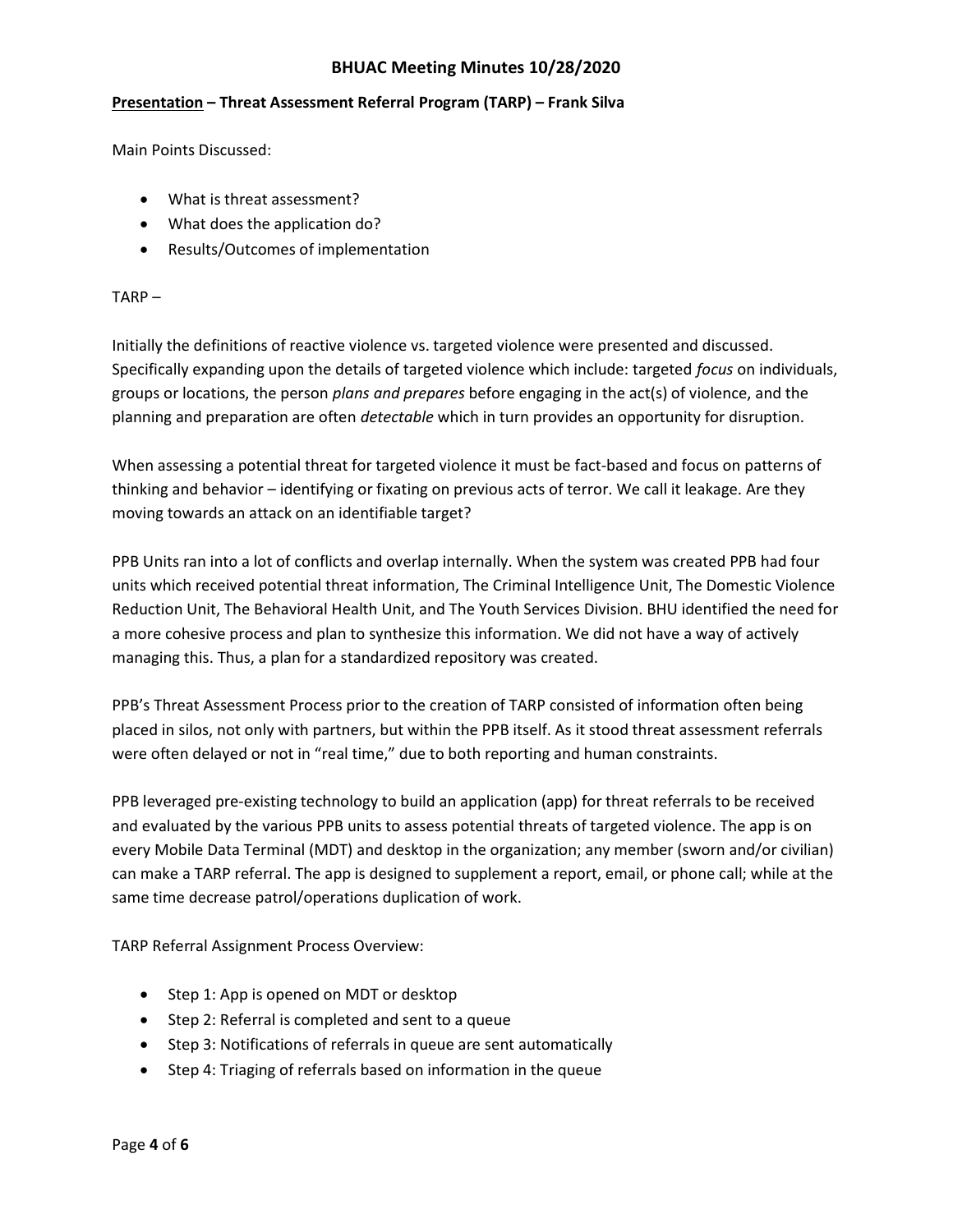**Presentation – Threat Assessment Referral Program (TARP) – Frank Silva**

Main Points Discussed:

- What is threat assessment?
- What does the application do?
- Results/Outcomes of implementation

TARP –

Initially the definitions of reactive violence vs. targeted violence were presented and discussed. Specifically expanding upon the details of targeted violence which include: targeted *focus* on individuals, groups or locations, the person *plans and prepares* before engaging in the act(s) of violence, and the planning and preparation are often *detectable* which in turn provides an opportunity for disruption.

When assessing a potential threat for targeted violence it must be fact-based and focus on patterns of thinking and behavior – identifying or fixating on previous acts of terror. We call it leakage. Are they moving towards an attack on an identifiable target?

PPB Units ran into a lot of conflicts and overlap internally. When the system was created PPB had four units which received potential threat information, The Criminal Intelligence Unit, The Domestic Violence Reduction Unit, The Behavioral Health Unit, and The Youth Services Division. BHU identified the need for a more cohesive process and plan to synthesize this information. We did not have a way of actively managing this. Thus, a plan for a standardized repository was created.

PPB's Threat Assessment Process prior to the creation of TARP consisted of information often being placed in silos, not only with partners, but within the PPB itself. As it stood threat assessment referrals were often delayed or not in "real time," due to both reporting and human constraints.

PPB leveraged pre-existing technology to build an application (app) for threat referrals to be received and evaluated by the various PPB units to assess potential threats of targeted violence. The app is on every Mobile Data Terminal (MDT) and desktop in the organization; any member (sworn and/or civilian) can make a TARP referral. The app is designed to supplement a report, email, or phone call; while at the same time decrease patrol/operations duplication of work.

TARP Referral Assignment Process Overview:

- Step 1: App is opened on MDT or desktop
- Step 2: Referral is completed and sent to a queue
- Step 3: Notifications of referrals in queue are sent automatically
- Step 4: Triaging of referrals based on information in the queue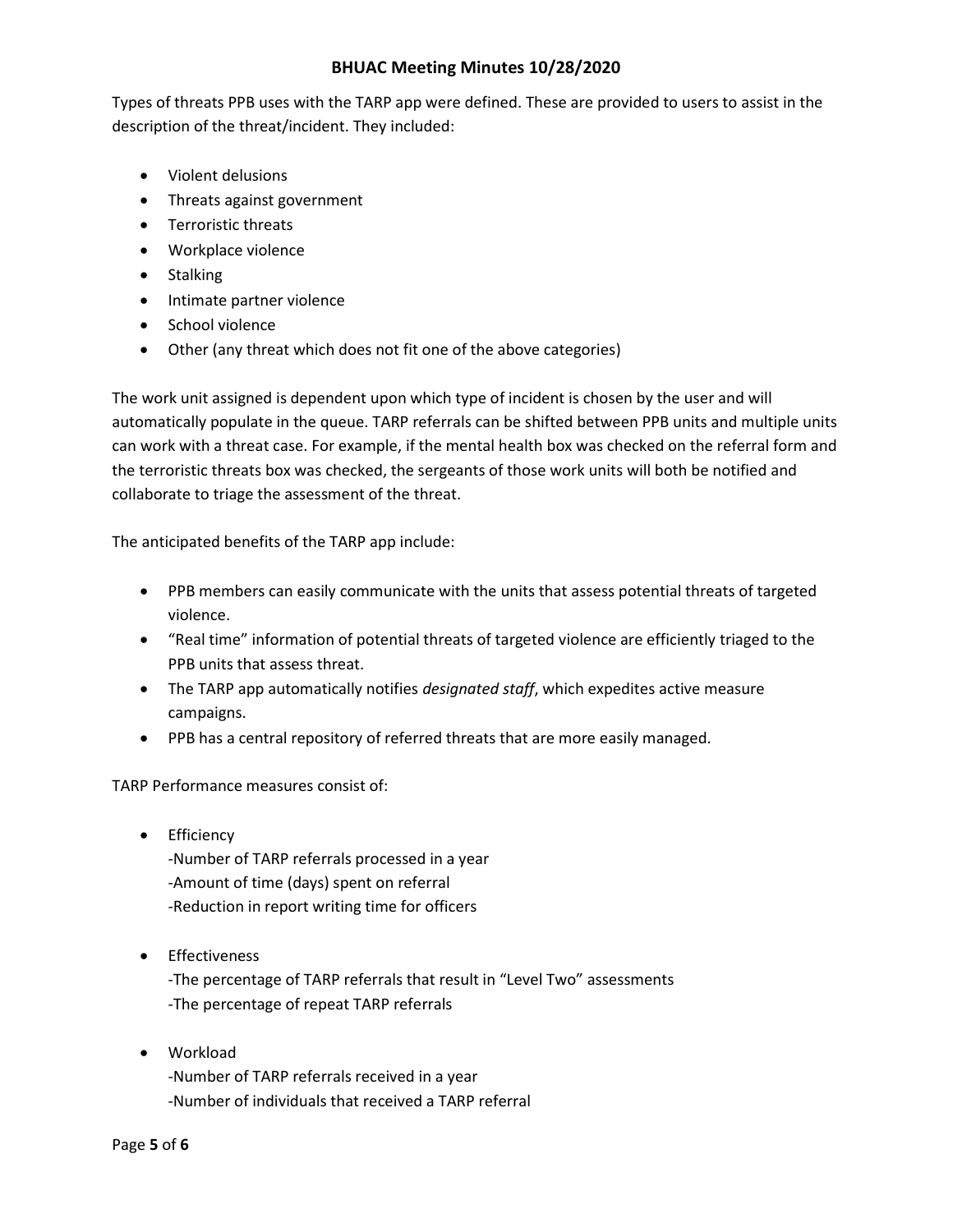Types of threats PPB uses with the TARP app were defined. These are provided to users to assist in the description of the threat/incident. They included:

- Violent delusions
- Threats against government
- Terroristic threats
- Workplace violence
- Stalking
- Intimate partner violence
- School violence
- Other (any threat which does not fit one of the above categories)

The work unit assigned is dependent upon which type of incident is chosen by the user and will automatically populate in the queue. TARP referrals can be shifted between PPB units and multiple units can work with a threat case. For example, if the mental health box was checked on the referral form and the terroristic threats box was checked, the sergeants of those work units will both be notified and collaborate to triage the assessment of the threat.

The anticipated benefits of the TARP app include:

- PPB members can easily communicate with the units that assess potential threats of targeted violence.
- "Real time" information of potential threats of targeted violence are efficiently triaged to the PPB units that assess threat.
- The TARP app automatically notifies *designated staff*, which expedites active measure campaigns.
- PPB has a central repository of referred threats that are more easily managed.

TARP Performance measures consist of:

- Efficiency
  -Number of TARP referrals processed in a year
  -Amount of time (days) spent on referral
  -Reduction in report writing time for officers

- Effectiveness
  -The percentage of TARP referrals that result in "Level Two" assessments
  -The percentage of repeat TARP referrals

- Workload
  -Number of TARP referrals received in a year
  -Number of individuals that received a TARP referral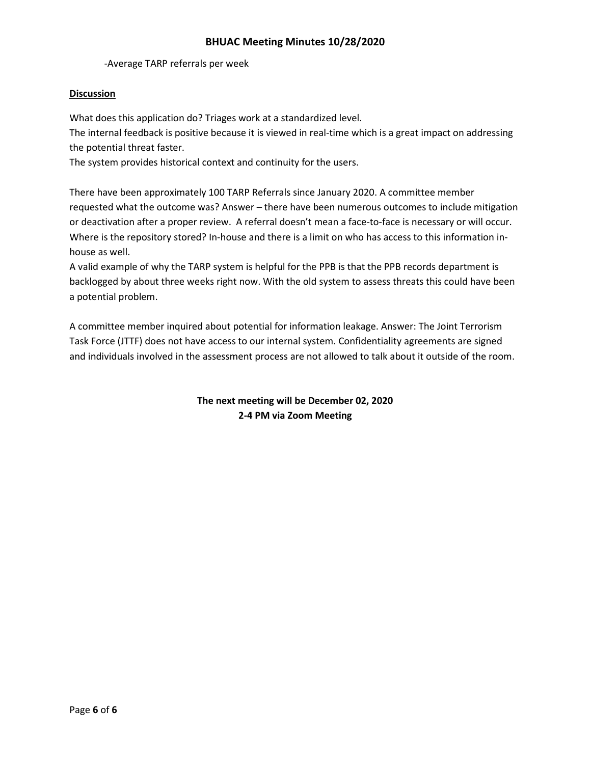-Average TARP referrals per week

**Discussion**

What does this application do? Triages work at a standardized level.
The internal feedback is positive because it is viewed in real-time which is a great impact on addressing the potential threat faster.
The system provides historical context and continuity for the users.

There have been approximately 100 TARP Referrals since January 2020. A committee member requested what the outcome was? Answer – there have been numerous outcomes to include mitigation or deactivation after a proper review. A referral doesn't mean a face-to-face is necessary or will occur.
Where is the repository stored? In-house and there is a limit on who has access to this information in-house as well.
A valid example of why the TARP system is helpful for the PPB is that the PPB records department is backlogged by about three weeks right now. With the old system to assess threats this could have been a potential problem.

A committee member inquired about potential for information leakage. Answer: The Joint Terrorism Task Force (JTTF) does not have access to our internal system. Confidentiality agreements are signed and individuals involved in the assessment process are not allowed to talk about it outside of the room.

**The next meeting will be December 02, 2020**
**2-4 PM via Zoom Meeting**